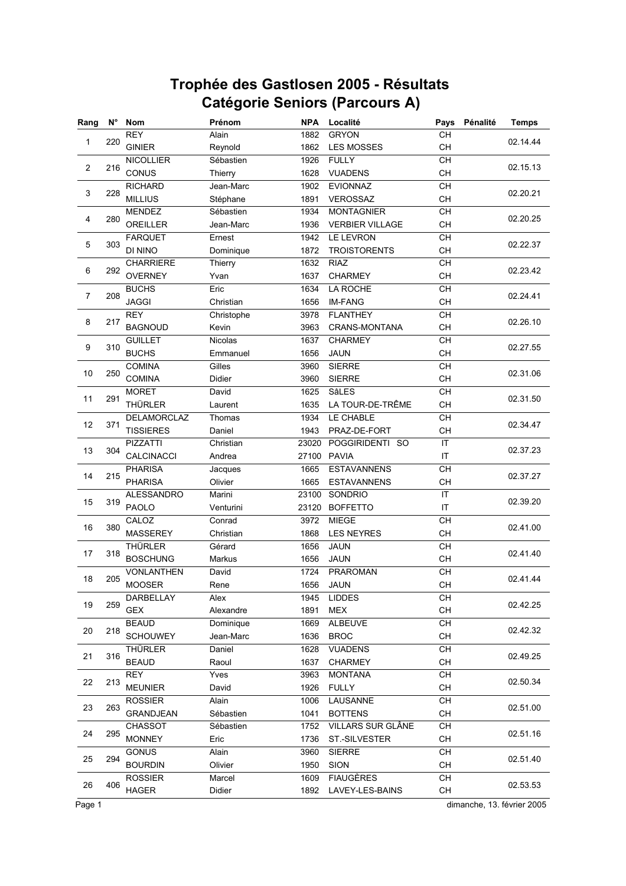# Trophée des Gastlosen 2005 - Résultats
## Catégorie Seniors (Parcours A)

| Rang | N° | Nom | Prénom | NPA | Localité | Pays | Pénalité | Temps |
|---|---|---|---|---|---|---|---|---|
| 1 | 220 | REY | Alain | 1882 | GRYON | CH | | 02.14.44 |
| | | GINIER | Reynold | 1862 | LES MOSSES | CH | | |
| 2 | 216 | NICOLLIER | Sébastien | 1926 | FULLY | CH | | 02.15.13 |
| | | CONUS | Thierry | 1628 | VUADENS | CH | | |
| 3 | 228 | RICHARD | Jean-Marc | 1902 | EVIONNAZ | CH | | 02.20.21 |
| | | MILLIUS | Stéphane | 1891 | VEROSSAZ | CH | | |
| 4 | 280 | MENDEZ | Sébastien | 1934 | MONTAGNIER | CH | | 02.20.25 |
| | | OREILLER | Jean-Marc | 1936 | VERBIER VILLAGE | CH | | |
| 5 | 303 | FARQUET | Ernest | 1942 | LE LEVRON | CH | | 02.22.37 |
| | | DI NINO | Dominique | 1872 | TROISTORENTS | CH | | |
| 6 | 292 | CHARRIERE | Thierry | 1632 | RIAZ | CH | | 02.23.42 |
| | | OVERNEY | Yvan | 1637 | CHARMEY | CH | | |
| 7 | 208 | BUCHS | Eric | 1634 | LA ROCHE | CH | | 02.24.41 |
| | | JAGGI | Christian | 1656 | IM-FANG | CH | | |
| 8 | 217 | REY | Christophe | 3978 | FLANTHEY | CH | | 02.26.10 |
| | | BAGNOUD | Kevin | 3963 | CRANS-MONTANA | CH | | |
| 9 | 310 | GUILLET | Nicolas | 1637 | CHARMEY | CH | | 02.27.55 |
| | | BUCHS | Emmanuel | 1656 | JAUN | CH | | |
| 10 | 250 | COMINA | Gilles | 3960 | SIERRE | CH | | 02.31.06 |
| | | COMINA | Didier | 3960 | SIERRE | CH | | |
| 11 | 291 | MORET | David | 1625 | SâLES | CH | | 02.31.50 |
| | | THÜRLER | Laurent | 1635 | LA TOUR-DE-TRÊME | CH | | |
| 12 | 371 | DELAMORCLAZ | Thomas | 1934 | LE CHABLE | CH | | 02.34.47 |
| | | TISSIERES | Daniel | 1943 | PRAZ-DE-FORT | CH | | |
| 13 | 304 | PIZZATTI | Christian | 23020 | POGGIRIDENTI SO | IT | | 02.37.23 |
| | | CALCINACCI | Andrea | 27100 | PAVIA | IT | | |
| 14 | 215 | PHARISA | Jacques | 1665 | ESTAVANNENS | CH | | 02.37.27 |
| | | PHARISA | Olivier | 1665 | ESTAVANNENS | CH | | |
| 15 | 319 | ALESSANDRO | Marini | 23100 | SONDRIO | IT | | 02.39.20 |
| | | PAOLO | Venturini | 23120 | BOFFETTO | IT | | |
| 16 | 380 | CALOZ | Conrad | 3972 | MIEGE | CH | | 02.41.00 |
| | | MASSEREY | Christian | 1868 | LES NEYRES | CH | | |
| 17 | 318 | THÜRLER | Gérard | 1656 | JAUN | CH | | 02.41.40 |
| | | BOSCHUNG | Markus | 1656 | JAUN | CH | | |
| 18 | 205 | VONLANTHEN | David | 1724 | PRAROMAN | CH | | 02.41.44 |
| | | MOOSER | Rene | 1656 | JAUN | CH | | |
| 19 | 259 | DARBELLAY | Alex | 1945 | LIDDES | CH | | 02.42.25 |
| | | GEX | Alexandre | 1891 | MEX | CH | | |
| 20 | 218 | BEAUD | Dominique | 1669 | ALBEUVE | CH | | 02.42.32 |
| | | SCHOUWEY | Jean-Marc | 1636 | BROC | CH | | |
| 21 | 316 | THÜRLER | Daniel | 1628 | VUADENS | CH | | 02.49.25 |
| | | BEAUD | Raoul | 1637 | CHARMEY | CH | | |
| 22 | 213 | REY | Yves | 3963 | MONTANA | CH | | 02.50.34 |
| | | MEUNIER | David | 1926 | FULLY | CH | | |
| 23 | 263 | ROSSIER | Alain | 1006 | LAUSANNE | CH | | 02.51.00 |
| | | GRANDJEAN | Sébastien | 1041 | BOTTENS | CH | | |
| 24 | 295 | CHASSOT | Sébastien | 1752 | VILLARS SUR GLÂNE | CH | | 02.51.16 |
| | | MONNEY | Eric | 1736 | ST.-SILVESTER | CH | | |
| 25 | 294 | GONUS | Alain | 3960 | SIERRE | CH | | 02.51.40 |
| | | BOURDIN | Olivier | 1950 | SION | CH | | |
| 26 | 406 | ROSSIER | Marcel | 1609 | FIAUGÈRES | CH | | 02.53.53 |
| | | HAGER | Didier | 1892 | LAVEY-LES-BAINS | CH | | |

dimanche, 13. février 2005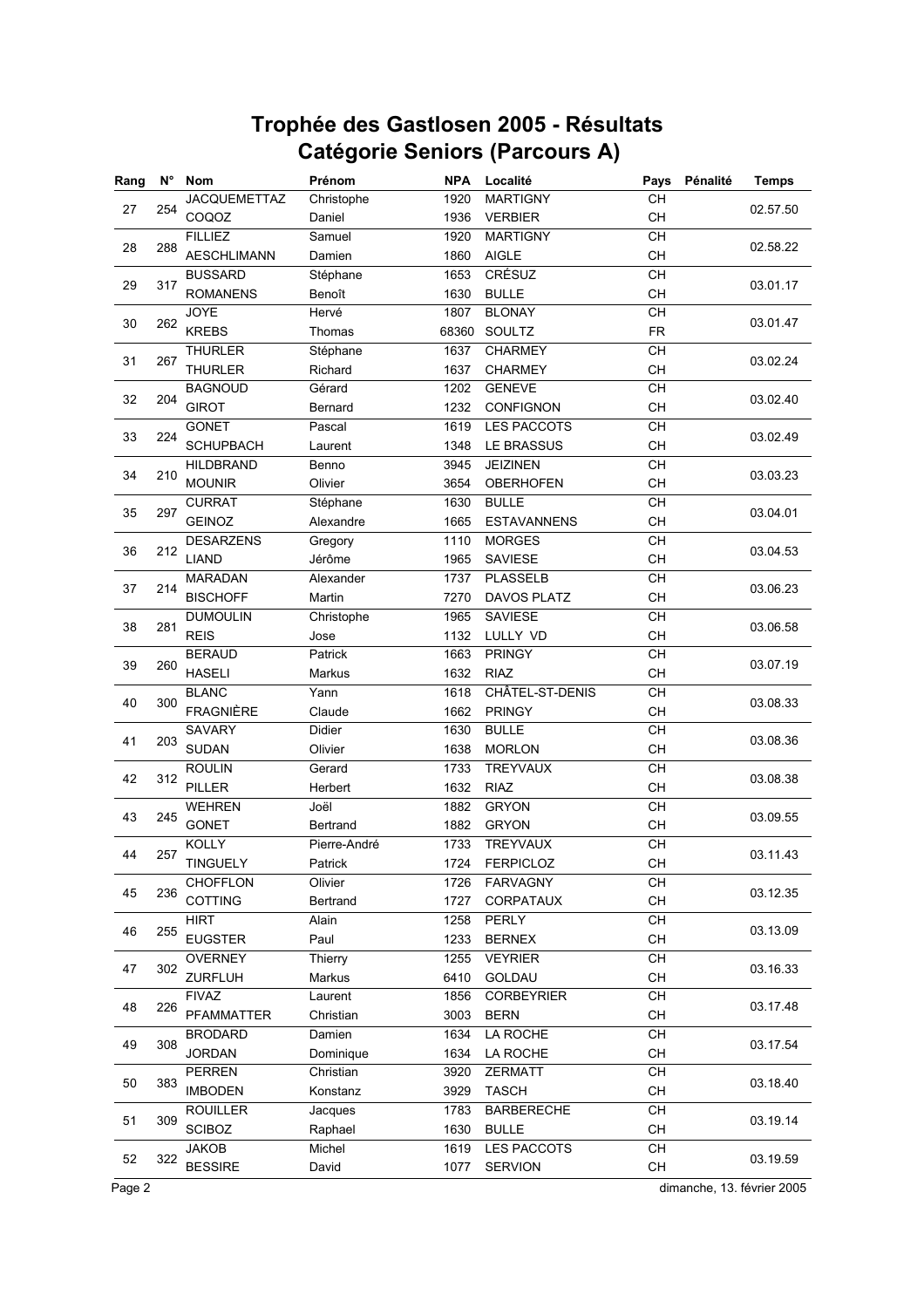# Trophée des Gastlosen 2005 - Résultats
## Catégorie Seniors (Parcours A)

| Rang | N° | Nom | Prénom | NPA | Localité | Pays | Pénalité | Temps |
|---|---|---|---|---|---|---|---|---|
| 27 | 254 | JACQUEMETTAZ | Christophe | 1920 | MARTIGNY | CH | | 02.57.50 |
| | | COQOZ | Daniel | 1936 | VERBIER | CH | | |
| 28 | 288 | FILLIEZ | Samuel | 1920 | MARTIGNY | CH | | 02.58.22 |
| | | AESCHLIMANN | Damien | 1860 | AIGLE | CH | | |
| 29 | 317 | BUSSARD | Stéphane | 1653 | CRÉSUZ | CH | | 03.01.17 |
| | | ROMANENS | Benoît | 1630 | BULLE | CH | | |
| 30 | 262 | JOYE | Hervé | 1807 | BLONAY | CH | | 03.01.47 |
| | | KREBS | Thomas | 68360 | SOULTZ | FR | | |
| 31 | 267 | THURLER | Stéphane | 1637 | CHARMEY | CH | | 03.02.24 |
| | | THURLER | Richard | 1637 | CHARMEY | CH | | |
| 32 | 204 | BAGNOUD | Gérard | 1202 | GENEVE | CH | | 03.02.40 |
| | | GIROT | Bernard | 1232 | CONFIGNON | CH | | |
| 33 | 224 | GONET | Pascal | 1619 | LES PACCOTS | CH | | 03.02.49 |
| | | SCHUPBACH | Laurent | 1348 | LE BRASSUS | CH | | |
| 34 | 210 | HILDBRAND | Benno | 3945 | JEIZINEN | CH | | 03.03.23 |
| | | MOUNIR | Olivier | 3654 | OBERHOFEN | CH | | |
| 35 | 297 | CURRAT | Stéphane | 1630 | BULLE | CH | | 03.04.01 |
| | | GEINOZ | Alexandre | 1665 | ESTAVANNENS | CH | | |
| 36 | 212 | DESARZENS | Gregory | 1110 | MORGES | CH | | 03.04.53 |
| | | LIAND | Jérôme | 1965 | SAVIESE | CH | | |
| 37 | 214 | MARADAN | Alexander | 1737 | PLASSELB | CH | | 03.06.23 |
| | | BISCHOFF | Martin | 7270 | DAVOS PLATZ | CH | | |
| 38 | 281 | DUMOULIN | Christophe | 1965 | SAVIESE | CH | | 03.06.58 |
| | | REIS | Jose | 1132 | LULLY VD | CH | | |
| 39 | 260 | BERAUD | Patrick | 1663 | PRINGY | CH | | 03.07.19 |
| | | HASELI | Markus | 1632 | RIAZ | CH | | |
| 40 | 300 | BLANC | Yann | 1618 | CHÂTEL-ST-DENIS | CH | | 03.08.33 |
| | | FRAGNIÈRE | Claude | 1662 | PRINGY | CH | | |
| 41 | 203 | SAVARY | Didier | 1630 | BULLE | CH | | 03.08.36 |
| | | SUDAN | Olivier | 1638 | MORLON | CH | | |
| 42 | 312 | ROULIN | Gerard | 1733 | TREYVAUX | CH | | 03.08.38 |
| | | PILLER | Herbert | 1632 | RIAZ | CH | | |
| 43 | 245 | WEHREN | Joël | 1882 | GRYON | CH | | 03.09.55 |
| | | GONET | Bertrand | 1882 | GRYON | CH | | |
| 44 | 257 | KOLLY | Pierre-André | 1733 | TREYVAUX | CH | | 03.11.43 |
| | | TINGUELY | Patrick | 1724 | FERPICLOZ | CH | | |
| 45 | 236 | CHOFFLON | Olivier | 1726 | FARVAGNY | CH | | 03.12.35 |
| | | COTTING | Bertrand | 1727 | CORPATAUX | CH | | |
| 46 | 255 | HIRT | Alain | 1258 | PERLY | CH | | 03.13.09 |
| | | EUGSTER | Paul | 1233 | BERNEX | CH | | |
| 47 | 302 | OVERNEY | Thierry | 1255 | VEYRIER | CH | | 03.16.33 |
| | | ZURFLUH | Markus | 6410 | GOLDAU | CH | | |
| 48 | 226 | FIVAZ | Laurent | 1856 | CORBEYRIER | CH | | 03.17.48 |
| | | PFAMMATTER | Christian | 3003 | BERN | CH | | |
| 49 | 308 | BRODARD | Damien | 1634 | LA ROCHE | CH | | 03.17.54 |
| | | JORDAN | Dominique | 1634 | LA ROCHE | CH | | |
| 50 | 383 | PERREN | Christian | 3920 | ZERMATT | CH | | 03.18.40 |
| | | IMBODEN | Konstanz | 3929 | TASCH | CH | | |
| 51 | 309 | ROUILLER | Jacques | 1783 | BARBERECHE | CH | | 03.19.14 |
| | | SCIBOZ | Raphael | 1630 | BULLE | CH | | |
| 52 | 322 | JAKOB | Michel | 1619 | LES PACCOTS | CH | | 03.19.59 |
| | | BESSIRE | David | 1077 | SERVION | CH | | |

dimanche, 13. février 2005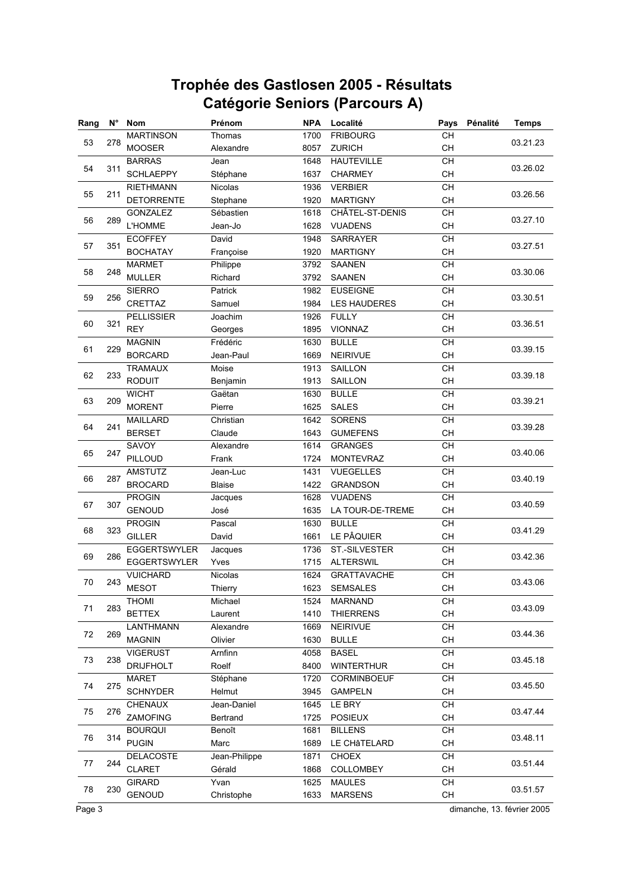# Trophée des Gastlosen 2005 - Résultats
## Catégorie Seniors (Parcours A)

| Rang | N° | Nom | Prénom | NPA | Localité | Pays | Pénalité | Temps |
|---|---|---|---|---|---|---|---|---|
| 53 | 278 | MARTINSON | Thomas | 1700 | FRIBOURG | CH | | 03.21.23 |
| | | MOOSER | Alexandre | 8057 | ZURICH | CH | | |
| 54 | 311 | BARRAS | Jean | 1648 | HAUTEVILLE | CH | | 03.26.02 |
| | | SCHLAEPPY | Stéphane | 1637 | CHARMEY | CH | | |
| 55 | 211 | RIETHMANN | Nicolas | 1936 | VERBIER | CH | | 03.26.56 |
| | | DETORRENTE | Stephane | 1920 | MARTIGNY | CH | | |
| 56 | 289 | GONZALEZ | Sébastien | 1618 | CHÂTEL-ST-DENIS | CH | | 03.27.10 |
| | | L'HOMME | Jean-Jo | 1628 | VUADENS | CH | | |
| 57 | 351 | ECOFFEY | David | 1948 | SARRAYER | CH | | 03.27.51 |
| | | BOCHATAY | Françoise | 1920 | MARTIGNY | CH | | |
| 58 | 248 | MARMET | Philippe | 3792 | SAANEN | CH | | 03.30.06 |
| | | MULLER | Richard | 3792 | SAANEN | CH | | |
| 59 | 256 | SIERRO | Patrick | 1982 | EUSEIGNE | CH | | 03.30.51 |
| | | CRETTAZ | Samuel | 1984 | LES HAUDERES | CH | | |
| 60 | 321 | PELLISSIER | Joachim | 1926 | FULLY | CH | | 03.36.51 |
| | | REY | Georges | 1895 | VIONNAZ | CH | | |
| 61 | 229 | MAGNIN | Frédéric | 1630 | BULLE | CH | | 03.39.15 |
| | | BORCARD | Jean-Paul | 1669 | NEIRIVUE | CH | | |
| 62 | 233 | TRAMAUX | Moise | 1913 | SAILLON | CH | | 03.39.18 |
| | | RODUIT | Benjamin | 1913 | SAILLON | CH | | |
| 63 | 209 | WICHT | Gaëtan | 1630 | BULLE | CH | | 03.39.21 |
| | | MORENT | Pierre | 1625 | SALES | CH | | |
| 64 | 241 | MAILLARD | Christian | 1642 | SORENS | CH | | 03.39.28 |
| | | BERSET | Claude | 1643 | GUMEFENS | CH | | |
| 65 | 247 | SAVOY | Alexandre | 1614 | GRANGES | CH | | 03.40.06 |
| | | PILLOUD | Frank | 1724 | MONTEVRAZ | CH | | |
| 66 | 287 | AMSTUTZ | Jean-Luc | 1431 | VUEGELLES | CH | | 03.40.19 |
| | | BROCARD | Blaise | 1422 | GRANDSON | CH | | |
| 67 | 307 | PROGIN | Jacques | 1628 | VUADENS | CH | | 03.40.59 |
| | | GENOUD | José | 1635 | LA TOUR-DE-TREME | CH | | |
| 68 | 323 | PROGIN | Pascal | 1630 | BULLE | CH | | 03.41.29 |
| | | GILLER | David | 1661 | LE PÂQUIER | CH | | |
| 69 | 286 | EGGERTSWYLER | Jacques | 1736 | ST.-SILVESTER | CH | | 03.42.36 |
| | | EGGERTSWYLER | Yves | 1715 | ALTERSWIL | CH | | |
| 70 | 243 | VUICHARD | Nicolas | 1624 | GRATTAVACHE | CH | | 03.43.06 |
| | | MESOT | Thierry | 1623 | SEMSALES | CH | | |
| 71 | 283 | THOMI | Michael | 1524 | MARNAND | CH | | 03.43.09 |
| | | BETTEX | Laurent | 1410 | THIERRENS | CH | | |
| 72 | 269 | LANTHMANN | Alexandre | 1669 | NEIRIVUE | CH | | 03.44.36 |
| | | MAGNIN | Olivier | 1630 | BULLE | CH | | |
| 73 | 238 | VIGERUST | Arnfinn | 4058 | BASEL | CH | | 03.45.18 |
| | | DRIJFHOLT | Roelf | 8400 | WINTERTHUR | CH | | |
| 74 | 275 | MARET | Stéphane | 1720 | CORMINBOEUF | CH | | 03.45.50 |
| | | SCHNYDER | Helmut | 3945 | GAMPELN | CH | | |
| 75 | 276 | CHENAUX | Jean-Daniel | 1645 | LE BRY | CH | | 03.47.44 |
| | | ZAMOFING | Bertrand | 1725 | POSIEUX | CH | | |
| 76 | 314 | BOURQUI | Benoît | 1681 | BILLENS | CH | | 03.48.11 |
| | | PUGIN | Marc | 1689 | LE CHâTELARD | CH | | |
| 77 | 244 | DELACOSTE | Jean-Philippe | 1871 | CHOEX | CH | | 03.51.44 |
| | | CLARET | Gérald | 1868 | COLLOMBEY | CH | | |
| 78 | 230 | GIRARD | Yvan | 1625 | MAULES | CH | | 03.51.57 |
| | | GENOUD | Christophe | 1633 | MARSENS | CH | | |

dimanche, 13. février 2005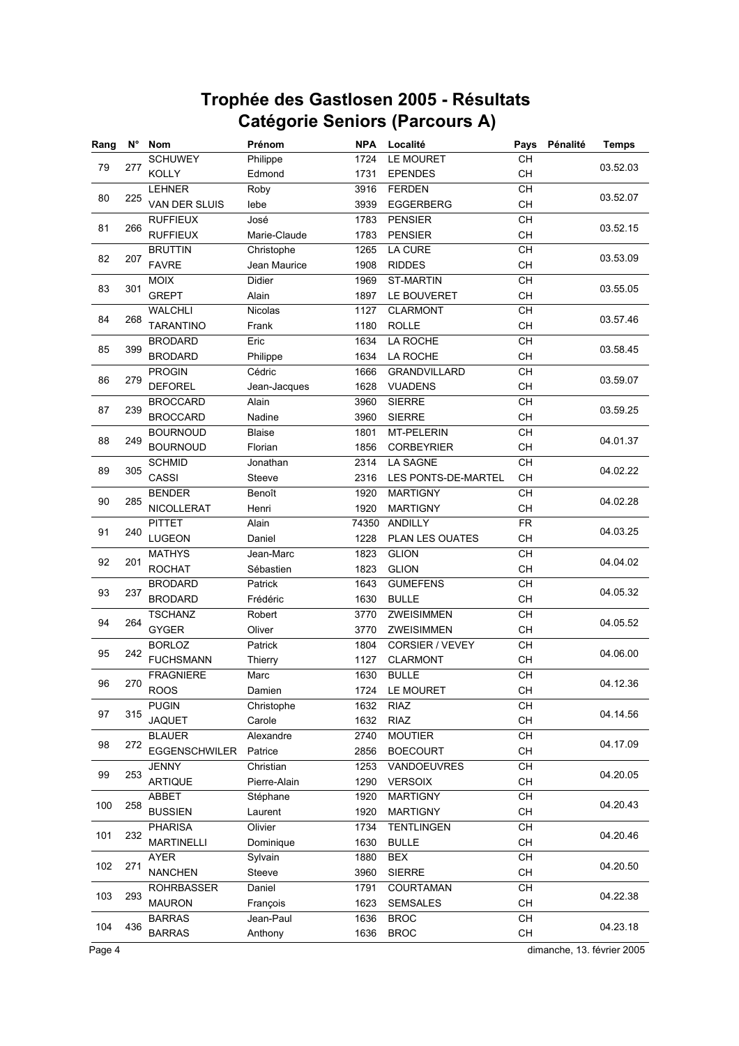# Trophée des Gastlosen 2005 - Résultats
## Catégorie Seniors (Parcours A)

| Rang | N° | Nom | Prénom | NPA | Localité | Pays | Pénalité | Temps |
|---|---|---|---|---|---|---|---|---|
| 79 | 277 | SCHUWEY | Philippe | 1724 | LE MOURET | CH | | 03.52.03 |
| | | KOLLY | Edmond | 1731 | EPENDES | CH | | |
| 80 | 225 | LEHNER | Roby | 3916 | FERDEN | CH | | 03.52.07 |
| | | VAN DER SLUIS | Iebe | 3939 | EGGERBERG | CH | | |
| 81 | 266 | RUFFIEUX | José | 1783 | PENSIER | CH | | 03.52.15 |
| | | RUFFIEUX | Marie-Claude | 1783 | PENSIER | CH | | |
| 82 | 207 | BRUTTIN | Christophe | 1265 | LA CURE | CH | | 03.53.09 |
| | | FAVRE | Jean Maurice | 1908 | RIDDES | CH | | |
| 83 | 301 | MOIX | Didier | 1969 | ST-MARTIN | CH | | 03.55.05 |
| | | GREPT | Alain | 1897 | LE BOUVERET | CH | | |
| 84 | 268 | WALCHLI | Nicolas | 1127 | CLARMONT | CH | | 03.57.46 |
| | | TARANTINO | Frank | 1180 | ROLLE | CH | | |
| 85 | 399 | BRODARD | Eric | 1634 | LA ROCHE | CH | | 03.58.45 |
| | | BRODARD | Philippe | 1634 | LA ROCHE | CH | | |
| 86 | 279 | PROGIN | Cédric | 1666 | GRANDVILLARD | CH | | 03.59.07 |
| | | DEFOREL | Jean-Jacques | 1628 | VUADENS | CH | | |
| 87 | 239 | BROCCARD | Alain | 3960 | SIERRE | CH | | 03.59.25 |
| | | BROCCARD | Nadine | 3960 | SIERRE | CH | | |
| 88 | 249 | BOURNOUD | Blaise | 1801 | MT-PELERIN | CH | | 04.01.37 |
| | | BOURNOUD | Florian | 1856 | CORBEYRIER | CH | | |
| 89 | 305 | SCHMID | Jonathan | 2314 | LA SAGNE | CH | | 04.02.22 |
| | | CASSI | Steeve | 2316 | LES PONTS-DE-MARTEL | CH | | |
| 90 | 285 | BENDER | Benoît | 1920 | MARTIGNY | CH | | 04.02.28 |
| | | NICOLLERAT | Henri | 1920 | MARTIGNY | CH | | |
| 91 | 240 | PITTET | Alain | 74350 | ANDILLY | FR | | 04.03.25 |
| | | LUGEON | Daniel | 1228 | PLAN LES OUATES | CH | | |
| 92 | 201 | MATHYS | Jean-Marc | 1823 | GLION | CH | | 04.04.02 |
| | | ROCHAT | Sébastien | 1823 | GLION | CH | | |
| 93 | 237 | BRODARD | Patrick | 1643 | GUMEFENS | CH | | 04.05.32 |
| | | BRODARD | Frédéric | 1630 | BULLE | CH | | |
| 94 | 264 | TSCHANZ | Robert | 3770 | ZWEISIMMEN | CH | | 04.05.52 |
| | | GYGER | Oliver | 3770 | ZWEISIMMEN | CH | | |
| 95 | 242 | BORLOZ | Patrick | 1804 | CORSIER / VEVEY | CH | | 04.06.00 |
| | | FUCHSMANN | Thierry | 1127 | CLARMONT | CH | | |
| 96 | 270 | FRAGNIERE | Marc | 1630 | BULLE | CH | | 04.12.36 |
| | | ROOS | Damien | 1724 | LE MOURET | CH | | |
| 97 | 315 | PUGIN | Christophe | 1632 | RIAZ | CH | | 04.14.56 |
| | | JAQUET | Carole | 1632 | RIAZ | CH | | |
| 98 | 272 | BLAUER | Alexandre | 2740 | MOUTIER | CH | | 04.17.09 |
| | | EGGENSCHWILER | Patrice | 2856 | BOECOURT | CH | | |
| 99 | 253 | JENNY | Christian | 1253 | VANDOEUVRES | CH | | 04.20.05 |
| | | ARTIQUE | Pierre-Alain | 1290 | VERSOIX | CH | | |
| 100 | 258 | ABBET | Stéphane | 1920 | MARTIGNY | CH | | 04.20.43 |
| | | BUSSIEN | Laurent | 1920 | MARTIGNY | CH | | |
| 101 | 232 | PHARISA | Olivier | 1734 | TENTLINGEN | CH | | 04.20.46 |
| | | MARTINELLI | Dominique | 1630 | BULLE | CH | | |
| 102 | 271 | AYER | Sylvain | 1880 | BEX | CH | | 04.20.50 |
| | | NANCHEN | Steeve | 3960 | SIERRE | CH | | |
| 103 | 293 | ROHRBASSER | Daniel | 1791 | COURTAMAN | CH | | 04.22.38 |
| | | MAURON | François | 1623 | SEMSALES | CH | | |
| 104 | 436 | BARRAS | Jean-Paul | 1636 | BROC | CH | | 04.23.18 |
| | | BARRAS | Anthony | 1636 | BROC | CH | | |

dimanche, 13. février 2005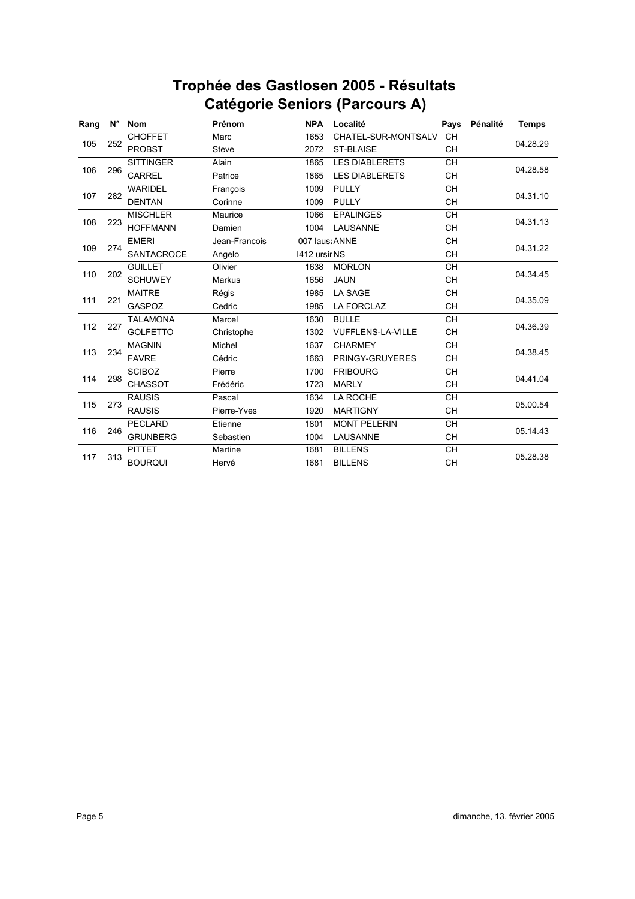# Trophée des Gastlosen 2005 - Résultats
## Catégorie Seniors (Parcours A)

| Rang | N° | Nom | Prénom | NPA | Localité | Pays | Pénalité | Temps |
|---|---|---|---|---|---|---|---|---|
| 105 | 252 | CHOFFET | Marc | 1653 | CHATEL-SUR-MONTSALV | CH | | 04.28.29 |
| | | PROBST | Steve | 2072 | ST-BLAISE | CH | | |
| 106 | 296 | SITTINGER | Alain | 1865 | LES DIABLERETS | CH | | 04.28.58 |
| | | CARREL | Patrice | 1865 | LES DIABLERETS | CH | | |
| 107 | 282 | WARIDEL | François | 1009 | PULLY | CH | | 04.31.10 |
| | | DENTAN | Corinne | 1009 | PULLY | CH | | |
| 108 | 223 | MISCHLER | Maurice | 1066 | EPALINGES | CH | | 04.31.13 |
| | | HOFFMANN | Damien | 1004 | LAUSANNE | CH | | |
| 109 | 274 | EMERI | Jean-Francois | 007 laus | ANNE | CH | | 04.31.22 |
| | | SANTACROCE | Angelo | I412 ursir | NS | CH | | |
| 110 | 202 | GUILLET | Olivier | 1638 | MORLON | CH | | 04.34.45 |
| | | SCHUWEY | Markus | 1656 | JAUN | CH | | |
| 111 | 221 | MAITRE | Régis | 1985 | LA SAGE | CH | | 04.35.09 |
| | | GASPOZ | Cedric | 1985 | LA FORCLAZ | CH | | |
| 112 | 227 | TALAMONA | Marcel | 1630 | BULLE | CH | | 04.36.39 |
| | | GOLFETTO | Christophe | 1302 | VUFFLENS-LA-VILLE | CH | | |
| 113 | 234 | MAGNIN | Michel | 1637 | CHARMEY | CH | | 04.38.45 |
| | | FAVRE | Cédric | 1663 | PRINGY-GRUYERES | CH | | |
| 114 | 298 | SCIBOZ | Pierre | 1700 | FRIBOURG | CH | | 04.41.04 |
| | | CHASSOT | Frédéric | 1723 | MARLY | CH | | |
| 115 | 273 | RAUSIS | Pascal | 1634 | LA ROCHE | CH | | 05.00.54 |
| | | RAUSIS | Pierre-Yves | 1920 | MARTIGNY | CH | | |
| 116 | 246 | PECLARD | Etienne | 1801 | MONT PELERIN | CH | | 05.14.43 |
| | | GRUNBERG | Sebastien | 1004 | LAUSANNE | CH | | |
| 117 | 313 | PITTET | Martine | 1681 | BILLENS | CH | | 05.28.38 |
| | | BOURQUI | Hervé | 1681 | BILLENS | CH | | |

dimanche, 13. février 2005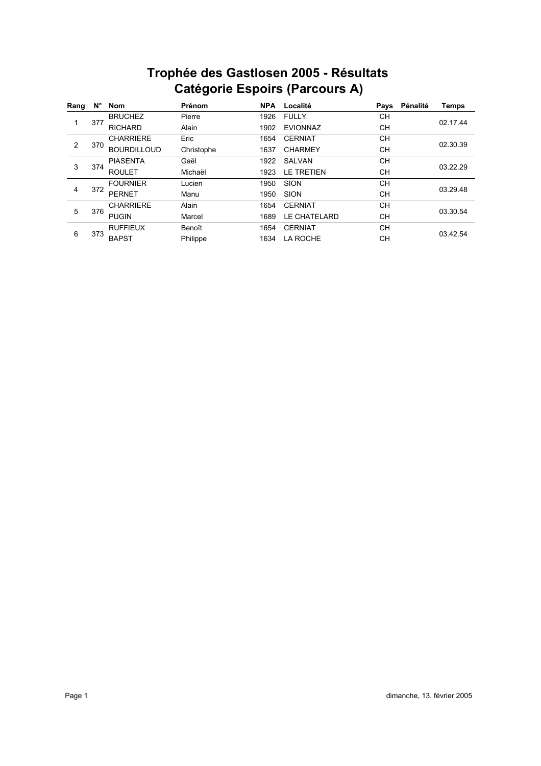# Trophée des Gastlosen 2005 - Résultats
## Catégorie Espoirs (Parcours A)

| Rang | N° | Nom | Prénom | NPA | Localité | Pays | Pénalité | Temps |
|---|---|---|---|---|---|---|---|---|
| 1 | 377 | BRUCHEZ | Pierre | 1926 | FULLY | CH | | 02.17.44 |
| | | RICHARD | Alain | 1902 | EVIONNAZ | CH | | |
| 2 | 370 | CHARRIERE | Eric | 1654 | CERNIAT | CH | | 02.30.39 |
| | | BOURDILLOUD | Christophe | 1637 | CHARMEY | CH | | |
| 3 | 374 | PIASENTA | Gaël | 1922 | SALVAN | CH | | 03.22.29 |
| | | ROULET | Michaël | 1923 | LE TRETIEN | CH | | |
| 4 | 372 | FOURNIER | Lucien | 1950 | SION | CH | | 03.29.48 |
| | | PERNET | Manu | 1950 | SION | CH | | |
| 5 | 376 | CHARRIERE | Alain | 1654 | CERNIAT | CH | | 03.30.54 |
| | | PUGIN | Marcel | 1689 | LE CHATELARD | CH | | |
| 6 | 373 | RUFFIEUX | Benoît | 1654 | CERNIAT | CH | | 03.42.54 |
| | | BAPST | Philippe | 1634 | LA ROCHE | CH | | |

dimanche, 13. février 2005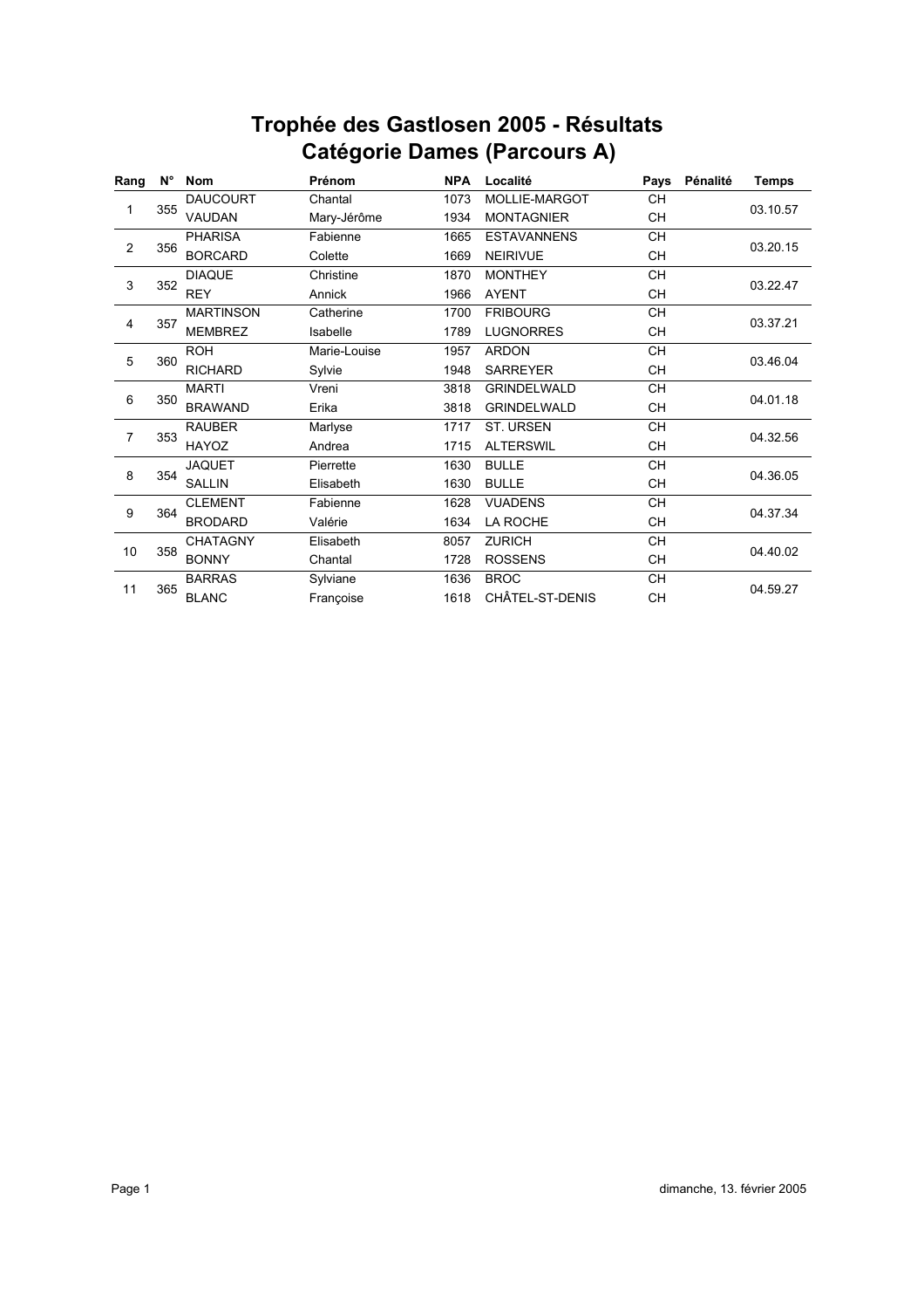# Trophée des Gastlosen 2005 - Résultats
## Catégorie Dames (Parcours A)

| Rang | N° | Nom | Prénom | NPA | Localité | Pays | Pénalité | Temps |
|---|---|---|---|---|---|---|---|---|
| 1 | 355 | DAUCOURT | Chantal | 1073 | MOLLIE-MARGOT | CH | | 03.10.57 |
| | | VAUDAN | Mary-Jérôme | 1934 | MONTAGNIER | CH | | |
| 2 | 356 | PHARISA | Fabienne | 1665 | ESTAVANNENS | CH | | 03.20.15 |
| | | BORCARD | Colette | 1669 | NEIRIVUE | CH | | |
| 3 | 352 | DIAQUE | Christine | 1870 | MONTHEY | CH | | 03.22.47 |
| | | REY | Annick | 1966 | AYENT | CH | | |
| 4 | 357 | MARTINSON | Catherine | 1700 | FRIBOURG | CH | | 03.37.21 |
| | | MEMBREZ | Isabelle | 1789 | LUGNORRES | CH | | |
| 5 | 360 | ROH | Marie-Louise | 1957 | ARDON | CH | | 03.46.04 |
| | | RICHARD | Sylvie | 1948 | SARREYER | CH | | |
| 6 | 350 | MARTI | Vreni | 3818 | GRINDELWALD | CH | | 04.01.18 |
| | | BRAWAND | Erika | 3818 | GRINDELWALD | CH | | |
| 7 | 353 | RAUBER | Marlyse | 1717 | ST. URSEN | CH | | 04.32.56 |
| | | HAYOZ | Andrea | 1715 | ALTERSWIL | CH | | |
| 8 | 354 | JAQUET | Pierrette | 1630 | BULLE | CH | | 04.36.05 |
| | | SALLIN | Elisabeth | 1630 | BULLE | CH | | |
| 9 | 364 | CLEMENT | Fabienne | 1628 | VUADENS | CH | | 04.37.34 |
| | | BRODARD | Valérie | 1634 | LA ROCHE | CH | | |
| 10 | 358 | CHATAGNY | Elisabeth | 8057 | ZURICH | CH | | 04.40.02 |
| | | BONNY | Chantal | 1728 | ROSSENS | CH | | |
| 11 | 365 | BARRAS | Sylviane | 1636 | BROC | CH | | 04.59.27 |
| | | BLANC | Françoise | 1618 | CHÂTEL-ST-DENIS | CH | | |

dimanche, 13. février 2005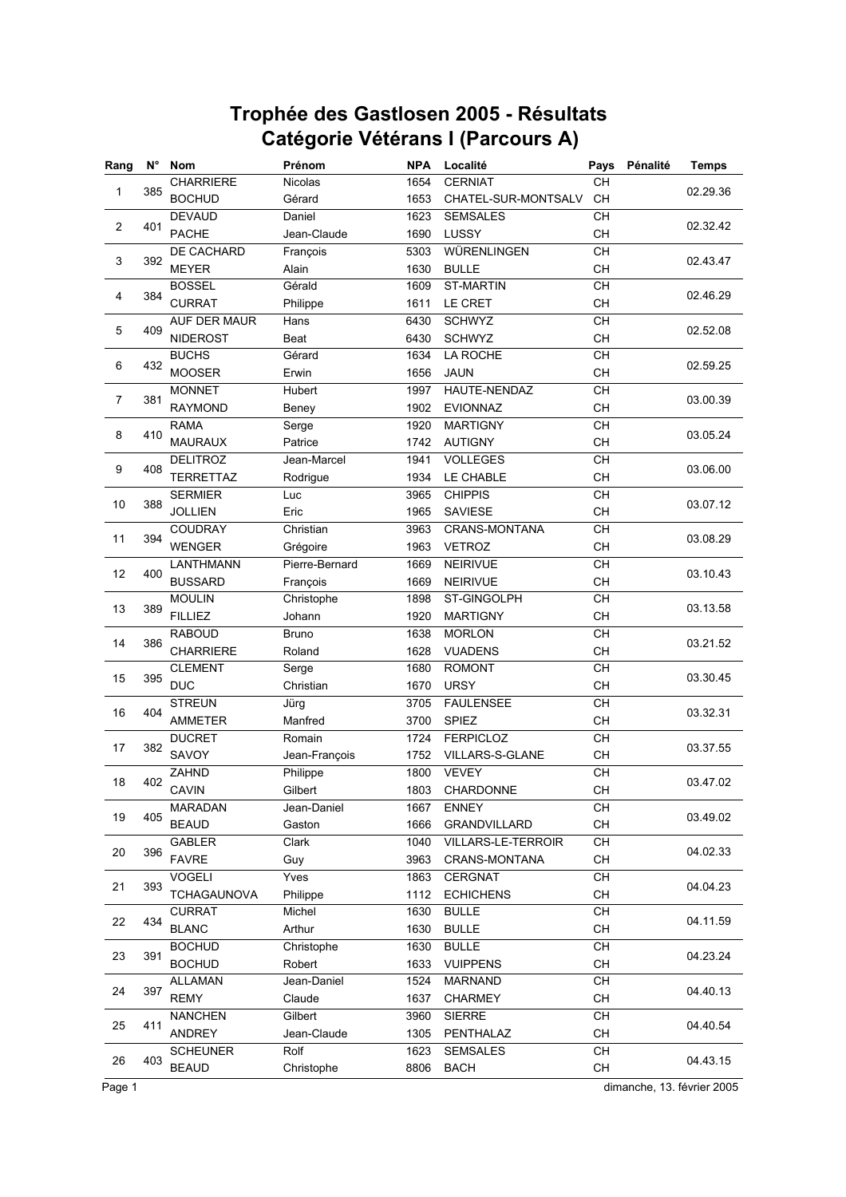# Trophée des Gastlosen 2005 - Résultats
## Catégorie Vétérans I (Parcours A)

| Rang | N° | Nom | Prénom | NPA | Localité | Pays | Pénalité | Temps |
|---|---|---|---|---|---|---|---|---|
| 1 | 385 | CHARRIERE | Nicolas | 1654 | CERNIAT | CH | | 02.29.36 |
| | | BOCHUD | Gérard | 1653 | CHATEL-SUR-MONTSALV | CH | | |
| 2 | 401 | DEVAUD | Daniel | 1623 | SEMSALES | CH | | 02.32.42 |
| | | PACHE | Jean-Claude | 1690 | LUSSY | CH | | |
| 3 | 392 | DE CACHARD | François | 5303 | WÜRENLINGEN | CH | | 02.43.47 |
| | | MEYER | Alain | 1630 | BULLE | CH | | |
| 4 | 384 | BOSSEL | Gérald | 1609 | ST-MARTIN | CH | | 02.46.29 |
| | | CURRAT | Philippe | 1611 | LE CRET | CH | | |
| 5 | 409 | AUF DER MAUR | Hans | 6430 | SCHWYZ | CH | | 02.52.08 |
| | | NIDEROST | Beat | 6430 | SCHWYZ | CH | | |
| 6 | 432 | BUCHS | Gérard | 1634 | LA ROCHE | CH | | 02.59.25 |
| | | MOOSER | Erwin | 1656 | JAUN | CH | | |
| 7 | 381 | MONNET | Hubert | 1997 | HAUTE-NENDAZ | CH | | 03.00.39 |
| | | RAYMOND | Beney | 1902 | EVIONNAZ | CH | | |
| 8 | 410 | RAMA | Serge | 1920 | MARTIGNY | CH | | 03.05.24 |
| | | MAURAUX | Patrice | 1742 | AUTIGNY | CH | | |
| 9 | 408 | DELITROZ | Jean-Marcel | 1941 | VOLLEGES | CH | | 03.06.00 |
| | | TERRETTAZ | Rodrigue | 1934 | LE CHABLE | CH | | |
| 10 | 388 | SERMIER | Luc | 3965 | CHIPPIS | CH | | 03.07.12 |
| | | JOLLIEN | Eric | 1965 | SAVIESE | CH | | |
| 11 | 394 | COUDRAY | Christian | 3963 | CRANS-MONTANA | CH | | 03.08.29 |
| | | WENGER | Grégoire | 1963 | VETROZ | CH | | |
| 12 | 400 | LANTHMANN | Pierre-Bernard | 1669 | NEIRIVUE | CH | | 03.10.43 |
| | | BUSSARD | François | 1669 | NEIRIVUE | CH | | |
| 13 | 389 | MOULIN | Christophe | 1898 | ST-GINGOLPH | CH | | 03.13.58 |
| | | FILLIEZ | Johann | 1920 | MARTIGNY | CH | | |
| 14 | 386 | RABOUD | Bruno | 1638 | MORLON | CH | | 03.21.52 |
| | | CHARRIERE | Roland | 1628 | VUADENS | CH | | |
| 15 | 395 | CLEMENT | Serge | 1680 | ROMONT | CH | | 03.30.45 |
| | | DUC | Christian | 1670 | URSY | CH | | |
| 16 | 404 | STREUN | Jürg | 3705 | FAULENSEE | CH | | 03.32.31 |
| | | AMMETER | Manfred | 3700 | SPIEZ | CH | | |
| 17 | 382 | DUCRET | Romain | 1724 | FERPICLOZ | CH | | 03.37.55 |
| | | SAVOY | Jean-François | 1752 | VILLARS-S-GLANE | CH | | |
| 18 | 402 | ZAHND | Philippe | 1800 | VEVEY | CH | | 03.47.02 |
| | | CAVIN | Gilbert | 1803 | CHARDONNE | CH | | |
| 19 | 405 | MARADAN | Jean-Daniel | 1667 | ENNEY | CH | | 03.49.02 |
| | | BEAUD | Gaston | 1666 | GRANDVILLARD | CH | | |
| 20 | 396 | GABLER | Clark | 1040 | VILLARS-LE-TERROIR | CH | | 04.02.33 |
| | | FAVRE | Guy | 3963 | CRANS-MONTANA | CH | | |
| 21 | 393 | VOGELI | Yves | 1863 | CERGNAT | CH | | 04.04.23 |
| | | TCHAGAUNOVA | Philippe | 1112 | ECHICHENS | CH | | |
| 22 | 434 | CURRAT | Michel | 1630 | BULLE | CH | | 04.11.59 |
| | | BLANC | Arthur | 1630 | BULLE | CH | | |
| 23 | 391 | BOCHUD | Christophe | 1630 | BULLE | CH | | 04.23.24 |
| | | BOCHUD | Robert | 1633 | VUIPPENS | CH | | |
| 24 | 397 | ALLAMAN | Jean-Daniel | 1524 | MARNAND | CH | | 04.40.13 |
| | | REMY | Claude | 1637 | CHARMEY | CH | | |
| 25 | 411 | NANCHEN | Gilbert | 3960 | SIERRE | CH | | 04.40.54 |
| | | ANDREY | Jean-Claude | 1305 | PENTHALAZ | CH | | |
| 26 | 403 | SCHEUNER | Rolf | 1623 | SEMSALES | CH | | 04.43.15 |
| | | BEAUD | Christophe | 8806 | BACH | CH | | |

dimanche, 13. février 2005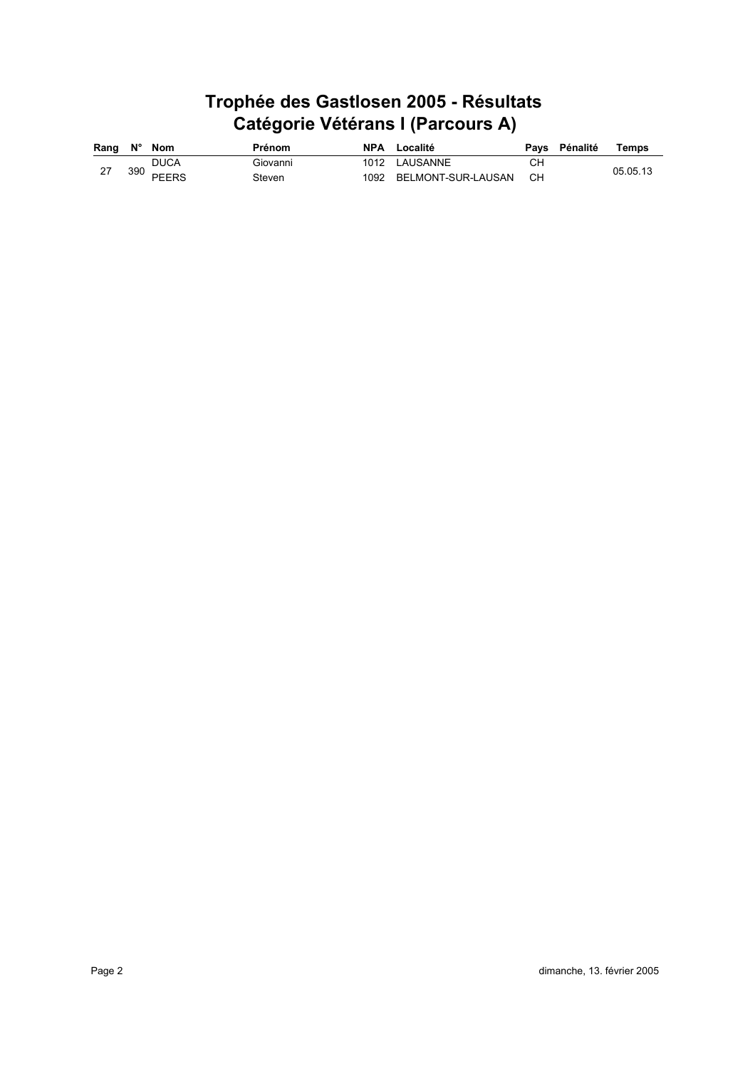# Trophée des Gastlosen 2005 - Résultats
## Catégorie Vétérans I (Parcours A)

| Rang | N° | Nom | Prénom | NPA | Localité | Pays | Pénalité | Temps |
|---|---|---|---|---|---|---|---|---|
| 27 | 390 | DUCA | Giovanni | 1012 | LAUSANNE | CH | | 05.05.13 |
| | | PEERS | Steven | 1092 | BELMONT-SUR-LAUSAN | CH | | |

dimanche, 13. février 2005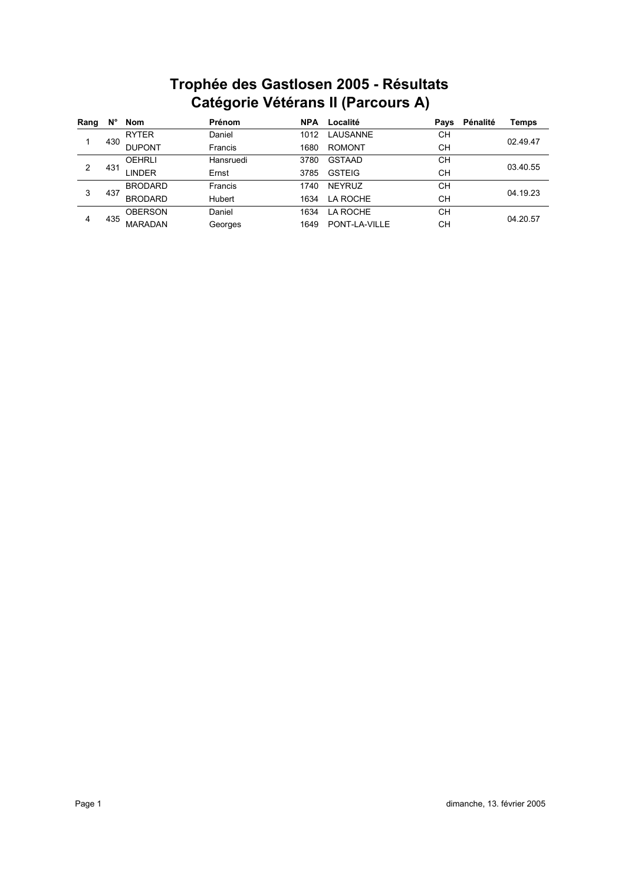# Trophée des Gastlosen 2005 - Résultats
## Catégorie Vétérans II (Parcours A)

| Rang | N° | Nom | Prénom | NPA | Localité | Pays | Pénalité | Temps |
|---|---|---|---|---|---|---|---|---|
| 1 | 430 | RYTER | Daniel | 1012 | LAUSANNE | CH | | 02.49.47 |
| | | DUPONT | Francis | 1680 | ROMONT | CH | | |
| 2 | 431 | OEHRLI | Hansruedi | 3780 | GSTAAD | CH | | 03.40.55 |
| | | LINDER | Ernst | 3785 | GSTEIG | CH | | |
| 3 | 437 | BRODARD | Francis | 1740 | NEYRUZ | CH | | 04.19.23 |
| | | BRODARD | Hubert | 1634 | LA ROCHE | CH | | |
| 4 | 435 | OBERSON | Daniel | 1634 | LA ROCHE | CH | | 04.20.57 |
| | | MARADAN | Georges | 1649 | PONT-LA-VILLE | CH | | |

dimanche, 13. février 2005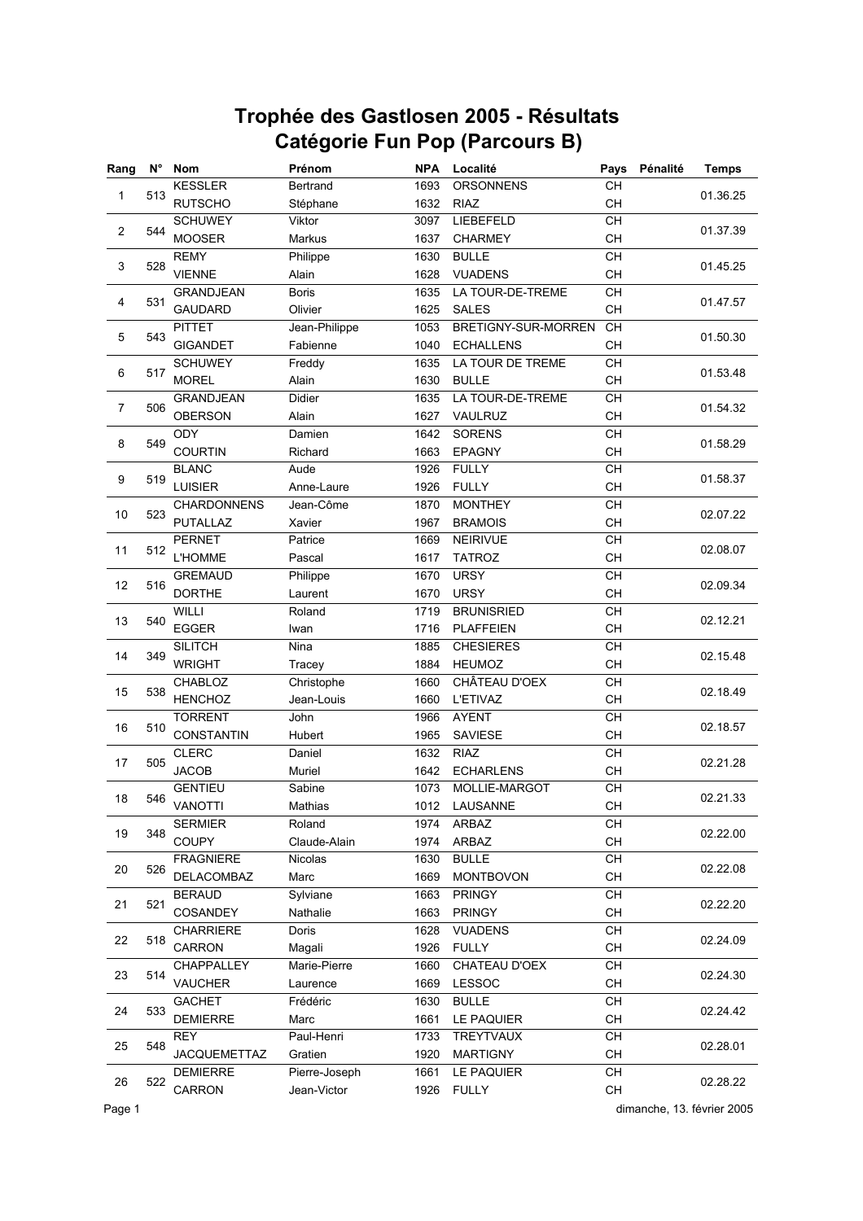# Trophée des Gastlosen 2005 - Résultats
## Catégorie Fun Pop (Parcours B)

| Rang | N° | Nom | Prénom | NPA | Localité | Pays | Pénalité | Temps |
|---|---|---|---|---|---|---|---|---|
| 1 | 513 | KESSLER | Bertrand | 1693 | ORSONNENS | CH | | 01.36.25 |
| | | RUTSCHO | Stéphane | 1632 | RIAZ | CH | | |
| 2 | 544 | SCHUWEY | Viktor | 3097 | LIEBEFELD | CH | | 01.37.39 |
| | | MOOSER | Markus | 1637 | CHARMEY | CH | | |
| 3 | 528 | REMY | Philippe | 1630 | BULLE | CH | | 01.45.25 |
| | | VIENNE | Alain | 1628 | VUADENS | CH | | |
| 4 | 531 | GRANDJEAN | Boris | 1635 | LA TOUR-DE-TREME | CH | | 01.47.57 |
| | | GAUDARD | Olivier | 1625 | SALES | CH | | |
| 5 | 543 | PITTET | Jean-Philippe | 1053 | BRETIGNY-SUR-MORREN | CH | | 01.50.30 |
| | | GIGANDET | Fabienne | 1040 | ECHALLENS | CH | | |
| 6 | 517 | SCHUWEY | Freddy | 1635 | LA TOUR DE TREME | CH | | 01.53.48 |
| | | MOREL | Alain | 1630 | BULLE | CH | | |
| 7 | 506 | GRANDJEAN | Didier | 1635 | LA TOUR-DE-TREME | CH | | 01.54.32 |
| | | OBERSON | Alain | 1627 | VAULRUZ | CH | | |
| 8 | 549 | ODY | Damien | 1642 | SORENS | CH | | 01.58.29 |
| | | COURTIN | Richard | 1663 | EPAGNY | CH | | |
| 9 | 519 | BLANC | Aude | 1926 | FULLY | CH | | 01.58.37 |
| | | LUISIER | Anne-Laure | 1926 | FULLY | CH | | |
| 10 | 523 | CHARDONNENS | Jean-Côme | 1870 | MONTHEY | CH | | 02.07.22 |
| | | PUTALLAZ | Xavier | 1967 | BRAMOIS | CH | | |
| 11 | 512 | PERNET | Patrice | 1669 | NEIRIVUE | CH | | 02.08.07 |
| | | L'HOMME | Pascal | 1617 | TATROZ | CH | | |
| 12 | 516 | GREMAUD | Philippe | 1670 | URSY | CH | | 02.09.34 |
| | | DORTHE | Laurent | 1670 | URSY | CH | | |
| 13 | 540 | WILLI | Roland | 1719 | BRUNISRIED | CH | | 02.12.21 |
| | | EGGER | Iwan | 1716 | PLAFFEIEN | CH | | |
| 14 | 349 | SILITCH | Nina | 1885 | CHESIERES | CH | | 02.15.48 |
| | | WRIGHT | Tracey | 1884 | HEUMOZ | CH | | |
| 15 | 538 | CHABLOZ | Christophe | 1660 | CHÂTEAU D'OEX | CH | | 02.18.49 |
| | | HENCHOZ | Jean-Louis | 1660 | L'ETIVAZ | CH | | |
| 16 | 510 | TORRENT | John | 1966 | AYENT | CH | | 02.18.57 |
| | | CONSTANTIN | Hubert | 1965 | SAVIESE | CH | | |
| 17 | 505 | CLERC | Daniel | 1632 | RIAZ | CH | | 02.21.28 |
| | | JACOB | Muriel | 1642 | ECHARLENS | CH | | |
| 18 | 546 | GENTIEU | Sabine | 1073 | MOLLIE-MARGOT | CH | | 02.21.33 |
| | | VANOTTI | Mathias | 1012 | LAUSANNE | CH | | |
| 19 | 348 | SERMIER | Roland | 1974 | ARBAZ | CH | | 02.22.00 |
| | | COUPY | Claude-Alain | 1974 | ARBAZ | CH | | |
| 20 | 526 | FRAGNIERE | Nicolas | 1630 | BULLE | CH | | 02.22.08 |
| | | DELACOMBAZ | Marc | 1669 | MONTBOVON | CH | | |
| 21 | 521 | BERAUD | Sylviane | 1663 | PRINGY | CH | | 02.22.20 |
| | | COSANDEY | Nathalie | 1663 | PRINGY | CH | | |
| 22 | 518 | CHARRIERE | Doris | 1628 | VUADENS | CH | | 02.24.09 |
| | | CARRON | Magali | 1926 | FULLY | CH | | |
| 23 | 514 | CHAPPALLEY | Marie-Pierre | 1660 | CHATEAU D'OEX | CH | | 02.24.30 |
| | | VAUCHER | Laurence | 1669 | LESSOC | CH | | |
| 24 | 533 | GACHET | Frédéric | 1630 | BULLE | CH | | 02.24.42 |
| | | DEMIERRE | Marc | 1661 | LE PAQUIER | CH | | |
| 25 | 548 | REY | Paul-Henri | 1733 | TREYTVAUX | CH | | 02.28.01 |
| | | JACQUEMETTAZ | Gratien | 1920 | MARTIGNY | CH | | |
| 26 | 522 | DEMIERRE | Pierre-Joseph | 1661 | LE PAQUIER | CH | | 02.28.22 |
| | | CARRON | Jean-Victor | 1926 | FULLY | CH | | |

dimanche, 13. février 2005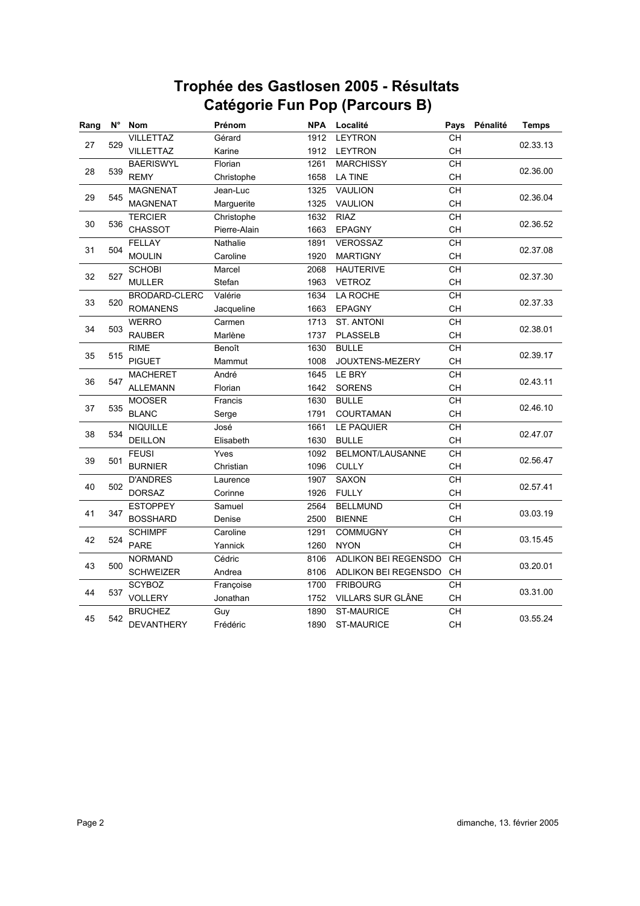# Trophée des Gastlosen 2005 - Résultats
## Catégorie Fun Pop (Parcours B)

| Rang | N° | Nom | Prénom | NPA | Localité | Pays | Pénalité | Temps |
|---|---|---|---|---|---|---|---|---|
| 27 | 529 | VILLETTAZ | Gérard | 1912 | LEYTRON | CH | | 02.33.13 |
| | | VILLETTAZ | Karine | 1912 | LEYTRON | CH | | |
| 28 | 539 | BAERISWYL | Florian | 1261 | MARCHISSY | CH | | 02.36.00 |
| | | REMY | Christophe | 1658 | LA TINE | CH | | |
| 29 | 545 | MAGNENAT | Jean-Luc | 1325 | VAULION | CH | | 02.36.04 |
| | | MAGNENAT | Marguerite | 1325 | VAULION | CH | | |
| 30 | 536 | TERCIER | Christophe | 1632 | RIAZ | CH | | 02.36.52 |
| | | CHASSOT | Pierre-Alain | 1663 | EPAGNY | CH | | |
| 31 | 504 | FELLAY | Nathalie | 1891 | VEROSSAZ | CH | | 02.37.08 |
| | | MOULIN | Caroline | 1920 | MARTIGNY | CH | | |
| 32 | 527 | SCHOBI | Marcel | 2068 | HAUTERIVE | CH | | 02.37.30 |
| | | MULLER | Stefan | 1963 | VETROZ | CH | | |
| 33 | 520 | BRODARD-CLERC | Valérie | 1634 | LA ROCHE | CH | | 02.37.33 |
| | | ROMANENS | Jacqueline | 1663 | EPAGNY | CH | | |
| 34 | 503 | WERRO | Carmen | 1713 | ST. ANTONI | CH | | 02.38.01 |
| | | RAUBER | Marlène | 1737 | PLASSELB | CH | | |
| 35 | 515 | RIME | Benoît | 1630 | BULLE | CH | | 02.39.17 |
| | | PIGUET | Mammut | 1008 | JOUXTENS-MEZERY | CH | | |
| 36 | 547 | MACHERET | André | 1645 | LE BRY | CH | | 02.43.11 |
| | | ALLEMANN | Florian | 1642 | SORENS | CH | | |
| 37 | 535 | MOOSER | Francis | 1630 | BULLE | CH | | 02.46.10 |
| | | BLANC | Serge | 1791 | COURTAMAN | CH | | |
| 38 | 534 | NIQUILLE | José | 1661 | LE PAQUIER | CH | | 02.47.07 |
| | | DEILLON | Elisabeth | 1630 | BULLE | CH | | |
| 39 | 501 | FEUSI | Yves | 1092 | BELMONT/LAUSANNE | CH | | 02.56.47 |
| | | BURNIER | Christian | 1096 | CULLY | CH | | |
| 40 | 502 | D'ANDRES | Laurence | 1907 | SAXON | CH | | 02.57.41 |
| | | DORSAZ | Corinne | 1926 | FULLY | CH | | |
| 41 | 347 | ESTOPPEY | Samuel | 2564 | BELLMUND | CH | | 03.03.19 |
| | | BOSSHARD | Denise | 2500 | BIENNE | CH | | |
| 42 | 524 | SCHIMPF | Caroline | 1291 | COMMUGNY | CH | | 03.15.45 |
| | | PARE | Yannick | 1260 | NYON | CH | | |
| 43 | 500 | NORMAND | Cédric | 8106 | ADLIKON BEI REGENSDO | CH | | 03.20.01 |
| | | SCHWEIZER | Andrea | 8106 | ADLIKON BEI REGENSDO | CH | | |
| 44 | 537 | SCYBOZ | Françoise | 1700 | FRIBOURG | CH | | 03.31.00 |
| | | VOLLERY | Jonathan | 1752 | VILLARS SUR GLÂNE | CH | | |
| 45 | 542 | BRUCHEZ | Guy | 1890 | ST-MAURICE | CH | | 03.55.24 |
| | | DEVANTHERY | Frédéric | 1890 | ST-MAURICE | CH | | |

dimanche, 13. février 2005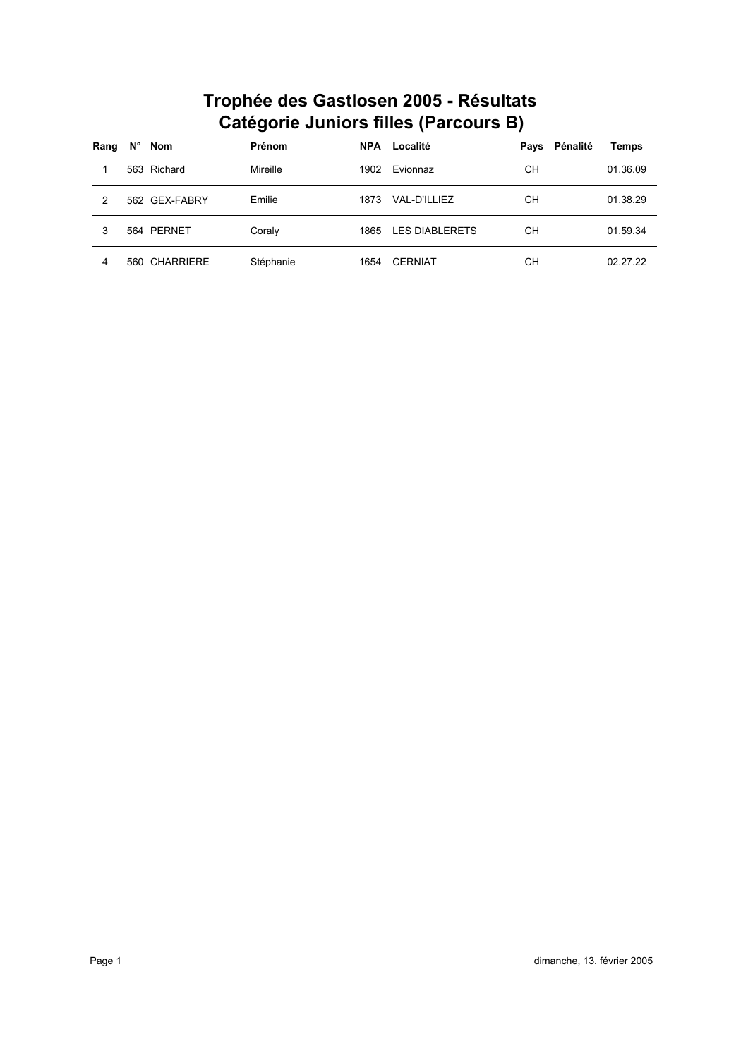# Trophée des Gastlosen 2005 - Résultats
## Catégorie Juniors filles (Parcours B)

| Rang | N° | Nom | Prénom | NPA | Localité | Pays | Pénalité | Temps |
|---|---|---|---|---|---|---|---|---|
| 1 | 563 | Richard | Mireille | 1902 | Evionnaz | CH | | 01.36.09 |
| 2 | 562 | GEX-FABRY | Emilie | 1873 | VAL-D'ILLIEZ | CH | | 01.38.29 |
| 3 | 564 | PERNET | Coraly | 1865 | LES DIABLERETS | CH | | 01.59.34 |
| 4 | 560 | CHARRIERE | Stéphanie | 1654 | CERNIAT | CH | | 02.27.22 |

dimanche, 13. février 2005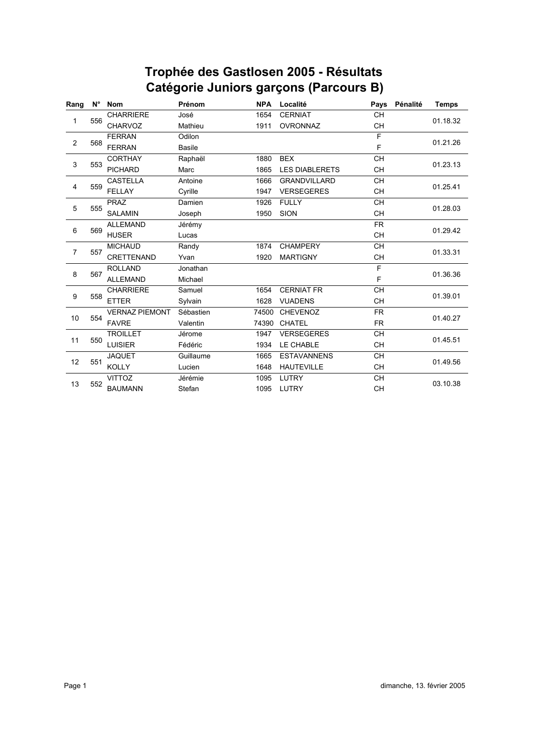# Trophée des Gastlosen 2005 - Résultats
## Catégorie Juniors garçons (Parcours B)

| Rang | N° | Nom | Prénom | NPA | Localité | Pays | Pénalité | Temps |
|---|---|---|---|---|---|---|---|---|
| 1 | 556 | CHARRIERE | José | 1654 | CERNIAT | CH | | 01.18.32 |
| | | CHARVOZ | Mathieu | 1911 | OVRONNAZ | CH | | |
| 2 | 568 | FERRAN | Odilon | | | F | | 01.21.26 |
| | | FERRAN | Basile | | | F | | |
| 3 | 553 | CORTHAY | Raphaël | 1880 | BEX | CH | | 01.23.13 |
| | | PICHARD | Marc | 1865 | LES DIABLERETS | CH | | |
| 4 | 559 | CASTELLA | Antoine | 1666 | GRANDVILLARD | CH | | 01.25.41 |
| | | FELLAY | Cyrille | 1947 | VERSEGERES | CH | | |
| 5 | 555 | PRAZ | Damien | 1926 | FULLY | CH | | 01.28.03 |
| | | SALAMIN | Joseph | 1950 | SION | CH | | |
| 6 | 569 | ALLEMAND | Jérémy | | | FR | | 01.29.42 |
| | | HUSER | Lucas | | | CH | | |
| 7 | 557 | MICHAUD | Randy | 1874 | CHAMPERY | CH | | 01.33.31 |
| | | CRETTENAND | Yvan | 1920 | MARTIGNY | CH | | |
| 8 | 567 | ROLLAND | Jonathan | | | F | | 01.36.36 |
| | | ALLEMAND | Michael | | | F | | |
| 9 | 558 | CHARRIERE | Samuel | 1654 | CERNIAT FR | CH | | 01.39.01 |
| | | ETTER | Sylvain | 1628 | VUADENS | CH | | |
| 10 | 554 | VERNAZ PIEMONT | Sébastien | 74500 | CHEVENOZ | FR | | 01.40.27 |
| | | FAVRE | Valentin | 74390 | CHATEL | FR | | |
| 11 | 550 | TROILLET | Jérome | 1947 | VERSEGERES | CH | | 01.45.51 |
| | | LUISIER | Fédéric | 1934 | LE CHABLE | CH | | |
| 12 | 551 | JAQUET | Guillaume | 1665 | ESTAVANNENS | CH | | 01.49.56 |
| | | KOLLY | Lucien | 1648 | HAUTEVILLE | CH | | |
| 13 | 552 | VITTOZ | Jérémie | 1095 | LUTRY | CH | | 03.10.38 |
| | | BAUMANN | Stefan | 1095 | LUTRY | CH | | |

dimanche, 13. février 2005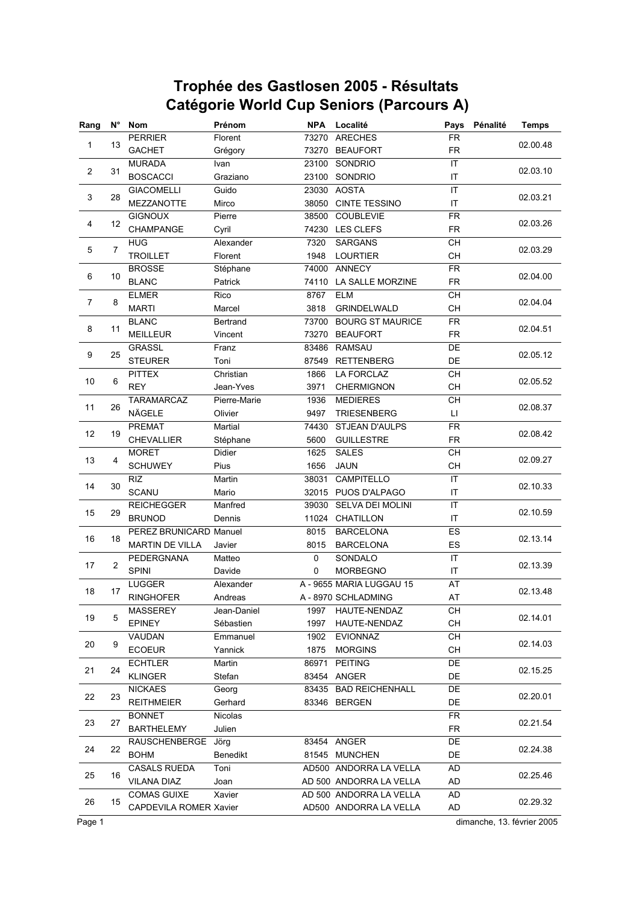# Trophée des Gastlosen 2005 - Résultats
## Catégorie World Cup Seniors (Parcours A)

| Rang | N° | Nom | Prénom | NPA | Localité | Pays | Pénalité | Temps |
|---|---|---|---|---|---|---|---|---|
| 1 | 13 | PERRIER | Florent | 73270 | ARECHES | FR | | 02.00.48 |
| | | GACHET | Grégory | 73270 | BEAUFORT | FR | | |
| 2 | 31 | MURADA | Ivan | 23100 | SONDRIO | IT | | 02.03.10 |
| | | BOSCACCI | Graziano | 23100 | SONDRIO | IT | | |
| 3 | 28 | GIACOMELLI | Guido | 23030 | AOSTA | IT | | 02.03.21 |
| | | MEZZANOTTE | Mirco | 38050 | CINTE TESSINO | IT | | |
| 4 | 12 | GIGNOUX | Pierre | 38500 | COUBLEVIE | FR | | 02.03.26 |
| | | CHAMPANGE | Cyril | 74230 | LES CLEFS | FR | | |
| 5 | 7 | HUG | Alexander | 7320 | SARGANS | CH | | 02.03.29 |
| | | TROILLET | Florent | 1948 | LOURTIER | CH | | |
| 6 | 10 | BROSSE | Stéphane | 74000 | ANNECY | FR | | 02.04.00 |
| | | BLANC | Patrick | 74110 | LA SALLE MORZINE | FR | | |
| 7 | 8 | ELMER | Rico | 8767 | ELM | CH | | 02.04.04 |
| | | MARTI | Marcel | 3818 | GRINDELWALD | CH | | |
| 8 | 11 | BLANC | Bertrand | 73700 | BOURG ST MAURICE | FR | | 02.04.51 |
| | | MEILLEUR | Vincent | 73270 | BEAUFORT | FR | | |
| 9 | 25 | GRASSL | Franz | 83486 | RAMSAU | DE | | 02.05.12 |
| | | STEURER | Toni | 87549 | RETTENBERG | DE | | |
| 10 | 6 | PITTEX | Christian | 1866 | LA FORCLAZ | CH | | 02.05.52 |
| | | REY | Jean-Yves | 3971 | CHERMIGNON | CH | | |
| 11 | 26 | TARAMARCAZ | Pierre-Marie | 1936 | MEDIERES | CH | | 02.08.37 |
| | | NÄGELE | Olivier | 9497 | TRIESENBERG | LI | | |
| 12 | 19 | PREMAT | Martial | 74430 | STJEAN D'AULPS | FR | | 02.08.42 |
| | | CHEVALLIER | Stéphane | 5600 | GUILLESTRE | FR | | |
| 13 | 4 | MORET | Didier | 1625 | SALES | CH | | 02.09.27 |
| | | SCHUWEY | Pius | 1656 | JAUN | CH | | |
| 14 | 30 | RIZ | Martin | 38031 | CAMPITELLO | IT | | 02.10.33 |
| | | SCANU | Mario | 32015 | PUOS D'ALPAGO | IT | | |
| 15 | 29 | REICHEGGER | Manfred | 39030 | SELVA DEI MOLINI | IT | | 02.10.59 |
| | | BRUNOD | Dennis | 11024 | CHATILLON | IT | | |
| 16 | 18 | PEREZ BRUNICARD | Manuel | 8015 | BARCELONA | ES | | 02.13.14 |
| | | MARTIN DE VILLA | Javier | 8015 | BARCELONA | ES | | |
| 17 | 2 | PEDERGNANA | Matteo | 0 | SONDALO | IT | | 02.13.39 |
| | | SPINI | Davide | 0 | MORBEGNO | IT | | |
| 18 | 17 | LUGGER | Alexander | A - 9655 | MARIA LUGGAU 15 | AT | | 02.13.48 |
| | | RINGHOFER | Andreas | A - 8970 | SCHLADMING | AT | | |
| 19 | 5 | MASSEREY | Jean-Daniel | 1997 | HAUTE-NENDAZ | CH | | 02.14.01 |
| | | EPINEY | Sébastien | 1997 | HAUTE-NENDAZ | CH | | |
| 20 | 9 | VAUDAN | Emmanuel | 1902 | EVIONNAZ | CH | | 02.14.03 |
| | | ECOEUR | Yannick | 1875 | MORGINS | CH | | |
| 21 | 24 | ECHTLER | Martin | 86971 | PEITING | DE | | 02.15.25 |
| | | KLINGER | Stefan | 83454 | ANGER | DE | | |
| 22 | 23 | NICKAES | Georg | 83435 | BAD REICHENHALL | DE | | 02.20.01 |
| | | REITHMEIER | Gerhard | 83346 | BERGEN | DE | | |
| 23 | 27 | BONNET | Nicolas | | | FR | | 02.21.54 |
| | | BARTHELEMY | Julien | | | FR | | |
| 24 | 22 | RAUSCHENBERGE | Jörg | 83454 | ANGER | DE | | 02.24.38 |
| | | BOHM | Benedikt | 81545 | MUNCHEN | DE | | |
| 25 | 16 | CASALS RUEDA | Toni | AD500 | ANDORRA LA VELLA | AD | | 02.25.46 |
| | | VILANA DIAZ | Joan | AD 500 | ANDORRA LA VELLA | AD | | |
| 26 | 15 | COMAS GUIXE | Xavier | AD 500 | ANDORRA LA VELLA | AD | | 02.29.32 |
| | | CAPDEVILA ROMER | Xavier | AD500 | ANDORRA LA VELLA | AD | | |

dimanche, 13. février 2005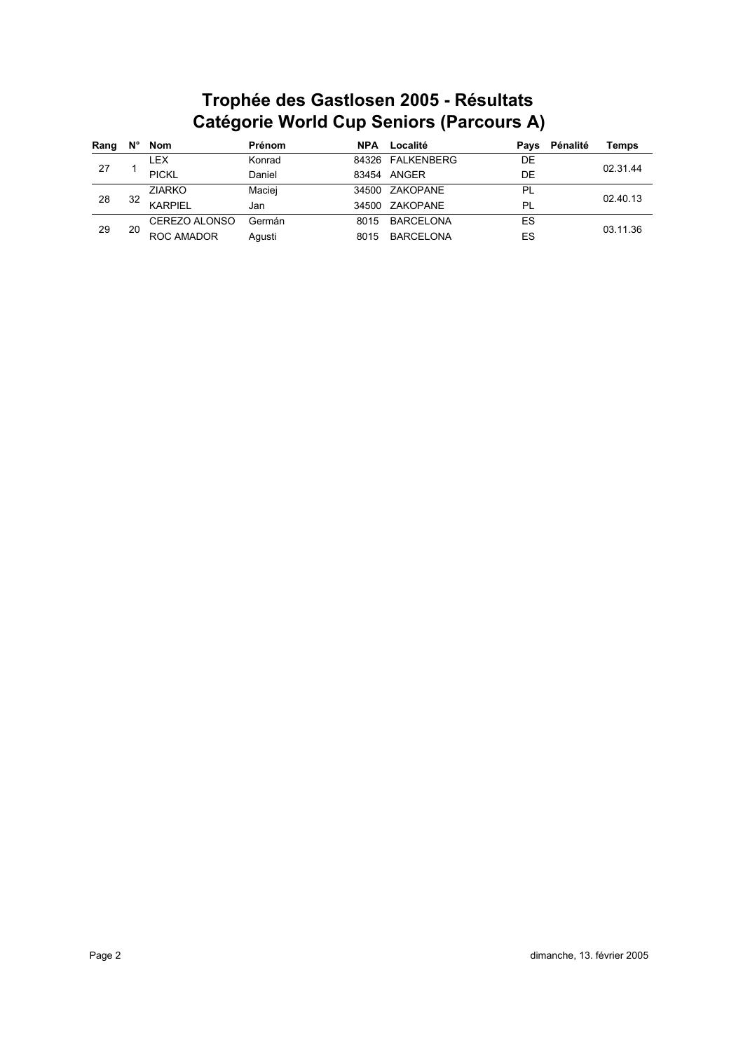# Trophée des Gastlosen 2005 - Résultats
## Catégorie World Cup Seniors (Parcours A)

| Rang | N° | Nom | Prénom | NPA | Localité | Pays | Pénalité | Temps |
|---|---|---|---|---|---|---|---|---|
| 27 | 1 | LEX | Konrad | 84326 | FALKENBERG | DE | | 02.31.44 |
| | | PICKL | Daniel | 83454 | ANGER | DE | | |
| 28 | 32 | ZIARKO | Maciej | 34500 | ZAKOPANE | PL | | 02.40.13 |
| | | KARPIEL | Jan | 34500 | ZAKOPANE | PL | | |
| 29 | 20 | CEREZO ALONSO | Germán | 8015 | BARCELONA | ES | | 03.11.36 |
| | | ROC AMADOR | Agusti | 8015 | BARCELONA | ES | | |

dimanche, 13. février 2005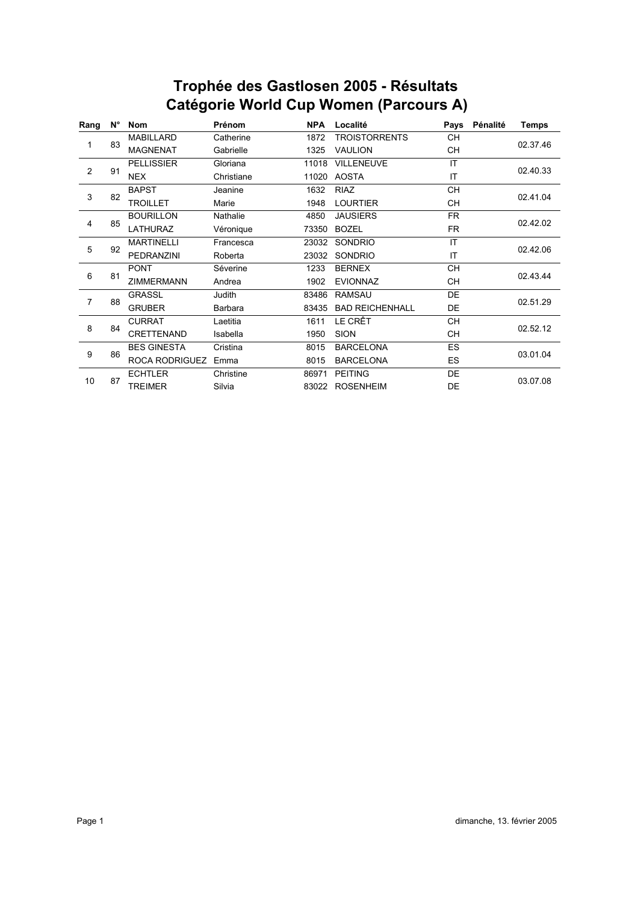# Trophée des Gastlosen 2005 - Résultats
## Catégorie World Cup Women (Parcours A)

| Rang | N° | Nom | Prénom | NPA | Localité | Pays | Pénalité | Temps |
|---|---|---|---|---|---|---|---|---|
| 1 | 83 | MABILLARD | Catherine | 1872 | TROISTORRENTS | CH | | 02.37.46 |
| | | MAGNENAT | Gabrielle | 1325 | VAULION | CH | | |
| 2 | 91 | PELLISSIER | Gloriana | 11018 | VILLENEUVE | IT | | 02.40.33 |
| | | NEX | Christiane | 11020 | AOSTA | IT | | |
| 3 | 82 | BAPST | Jeanine | 1632 | RIAZ | CH | | 02.41.04 |
| | | TROILLET | Marie | 1948 | LOURTIER | CH | | |
| 4 | 85 | BOURILLON | Nathalie | 4850 | JAUSIERS | FR | | 02.42.02 |
| | | LATHURAZ | Véronique | 73350 | BOZEL | FR | | |
| 5 | 92 | MARTINELLI | Francesca | 23032 | SONDRIO | IT | | 02.42.06 |
| | | PEDRANZINI | Roberta | 23032 | SONDRIO | IT | | |
| 6 | 81 | PONT | Séverine | 1233 | BERNEX | CH | | 02.43.44 |
| | | ZIMMERMANN | Andrea | 1902 | EVIONNAZ | CH | | |
| 7 | 88 | GRASSL | Judith | 83486 | RAMSAU | DE | | 02.51.29 |
| | | GRUBER | Barbara | 83435 | BAD REICHENHALL | DE | | |
| 8 | 84 | CURRAT | Laetitia | 1611 | LE CRÊT | CH | | 02.52.12 |
| | | CRETTENAND | Isabella | 1950 | SION | CH | | |
| 9 | 86 | BES GINESTA | Cristina | 8015 | BARCELONA | ES | | 03.01.04 |
| | | ROCA RODRIGUEZ | Emma | 8015 | BARCELONA | ES | | |
| 10 | 87 | ECHTLER | Christine | 86971 | PEITING | DE | | 03.07.08 |
| | | TREIMER | Silvia | 83022 | ROSENHEIM | DE | | |

dimanche, 13. février 2005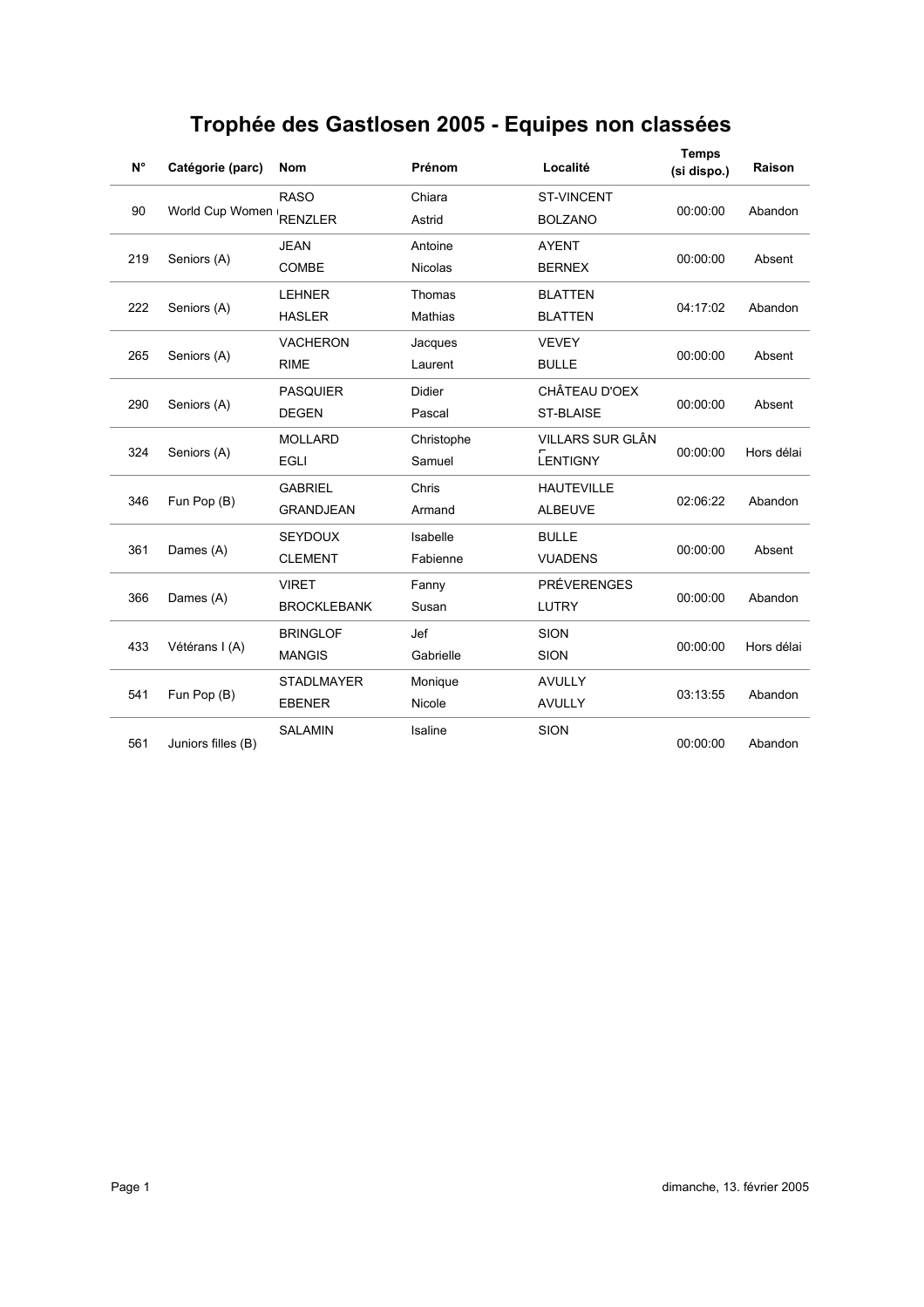# Trophée des Gastlosen 2005 - Equipes non classées

| N° | Catégorie (parc) | Nom | Prénom | Localité | Temps (si dispo.) | Raison |
|---|---|---|---|---|---|---|
| 90 | World Cup Women | RASO<br>RENZLER | Chiara<br>Astrid | ST-VINCENT<br>BOLZANO | 00:00:00 | Abandon |
| 219 | Seniors (A) | JEAN<br>COMBE | Antoine<br>Nicolas | AYENT<br>BERNEX | 00:00:00 | Absent |
| 222 | Seniors (A) | LEHNER<br>HASLER | Thomas<br>Mathias | BLATTEN<br>BLATTEN | 04:17:02 | Abandon |
| 265 | Seniors (A) | VACHERON<br>RIME | Jacques<br>Laurent | VEVEY<br>BULLE | 00:00:00 | Absent |
| 290 | Seniors (A) | PASQUIER<br>DEGEN | Didier<br>Pascal | CHÂTEAU D'OEX<br>ST-BLAISE | 00:00:00 | Absent |
| 324 | Seniors (A) | MOLLARD<br>EGLI | Christophe<br>Samuel | VILLARS SUR GLÂNE<br>LENTIGNY | 00:00:00 | Hors délai |
| 346 | Fun Pop (B) | GABRIEL<br>GRANDJEAN | Chris<br>Armand | HAUTEVILLE<br>ALBEUVE | 02:06:22 | Abandon |
| 361 | Dames (A) | SEYDOUX<br>CLEMENT | Isabelle<br>Fabienne | BULLE<br>VUADENS | 00:00:00 | Absent |
| 366 | Dames (A) | VIRET<br>BROCKLEBANK | Fanny<br>Susan | PRÉVERENGES<br>LUTRY | 00:00:00 | Abandon |
| 433 | Vétérans I (A) | BRINGLOF<br>MANGIS | Jef<br>Gabrielle | SION<br>SION | 00:00:00 | Hors délai |
| 541 | Fun Pop (B) | STADLMAYER<br>EBENER | Monique<br>Nicole | AVULLY<br>AVULLY | 03:13:55 | Abandon |
| 561 | Juniors filles (B) | SALAMIN | Isaline | SION | 00:00:00 | Abandon |

dimanche, 13. février 2005